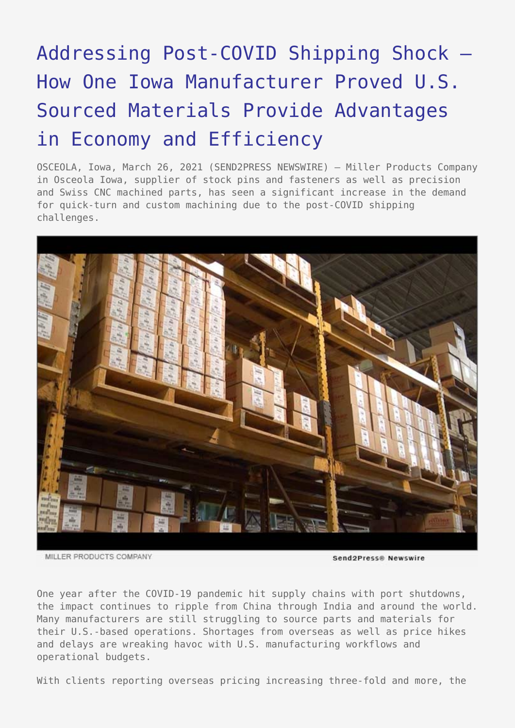# Addressing Post-COVID Shipping Shock – How One Iowa Manufacturer Proved U.S. Sourced Materials Provide Advantages in Economy and Efficiency

OSCEOLA, Iowa, March 26, 2021 (SEND2PRESS NEWSWIRE) — Miller Products Company in Osceola Iowa, supplier of stock pins and fasteners as well as precision and Swiss CNC machined parts, has seen a significant increase in the demand for quick-turn and custom machining due to the post-COVID shipping challenges.

MILLER PRODUCTS COMPANY

Send2Press® Newswire

One year after the COVID-19 pandemic hit supply chains with port shutdowns, the impact continues to ripple from China through India and around the world. Many manufacturers are still struggling to source parts and materials for their U.S.-based operations. Shortages from overseas as well as price hikes and delays are wreaking havoc with U.S. manufacturing workflows and operational budgets.

With clients reporting overseas pricing increasing three-fold and more, the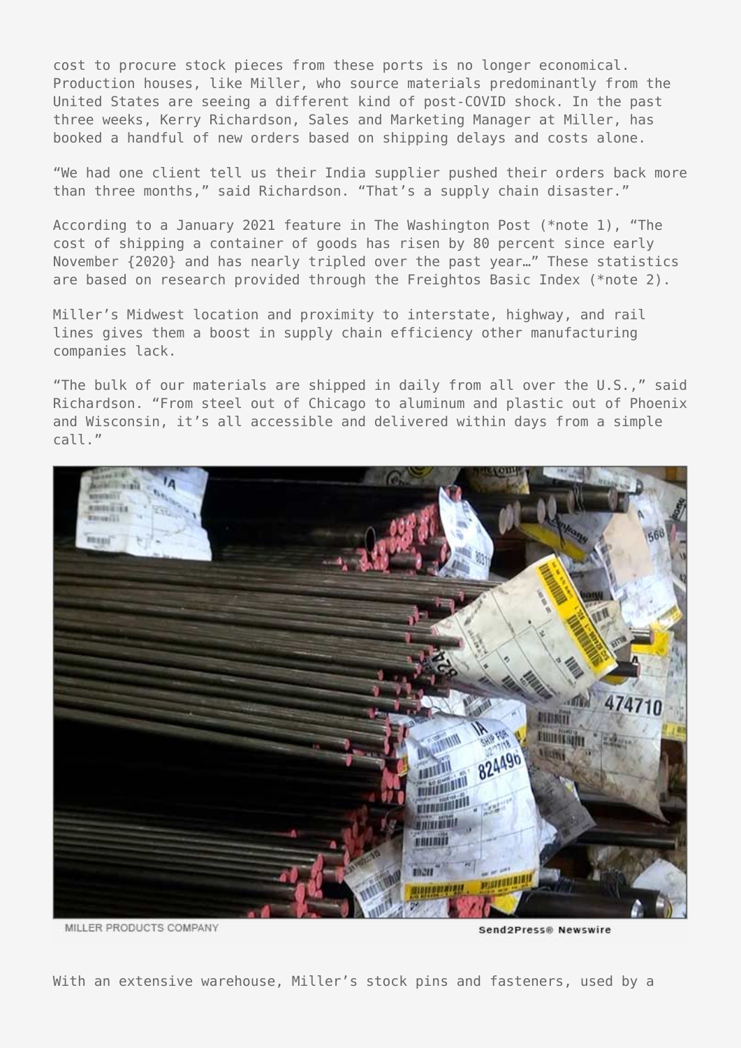cost to procure stock pieces from these ports is no longer economical. Production houses, like Miller, who source materials predominantly from the United States are seeing a different kind of post-COVID shock. In the past three weeks, Kerry Richardson, Sales and Marketing Manager at Miller, has booked a handful of new orders based on shipping delays and costs alone.

"We had one client tell us their India supplier pushed their orders back more than three months," said Richardson. "That's a supply chain disaster."

According to a January 2021 feature in The Washington Post (*note 1), "The cost of shipping a container of goods has risen by 80 percent since early November {2020} and has nearly tripled over the past year…" These statistics are based on research provided through the Freightos Basic Index (*note 2).

Miller's Midwest location and proximity to interstate, highway, and rail lines gives them a boost in supply chain efficiency other manufacturing companies lack.

"The bulk of our materials are shipped in daily from all over the U.S.," said Richardson. "From steel out of Chicago to aluminum and plastic out of Phoenix and Wisconsin, it's all accessible and delivered within days from a simple call."

With an extensive warehouse, Miller's stock pins and fasteners, used by a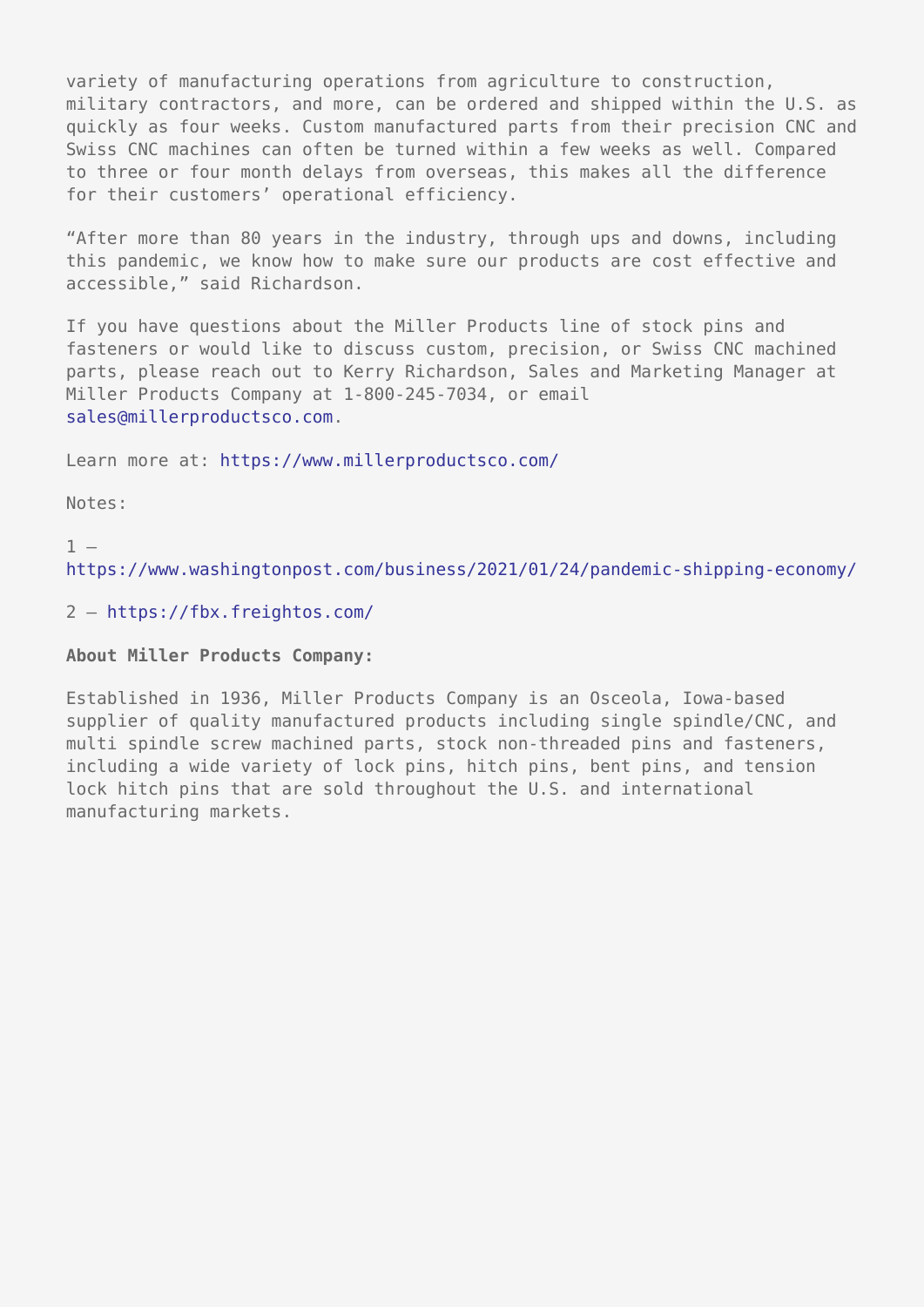variety of manufacturing operations from agriculture to construction, military contractors, and more, can be ordered and shipped within the U.S. as quickly as four weeks. Custom manufactured parts from their precision CNC and Swiss CNC machines can often be turned within a few weeks as well. Compared to three or four month delays from overseas, this makes all the difference for their customers' operational efficiency.

"After more than 80 years in the industry, through ups and downs, including this pandemic, we know how to make sure our products are cost effective and accessible," said Richardson.

If you have questions about the Miller Products line of stock pins and fasteners or would like to discuss custom, precision, or Swiss CNC machined parts, please reach out to Kerry Richardson, Sales and Marketing Manager at Miller Products Company at 1-800-245-7034, or email sales@millerproductsco.com.

Learn more at: https://www.millerproductsco.com/

Notes:

1 – https://www.washingtonpost.com/business/2021/01/24/pandemic-shipping-economy/

2 – https://fbx.freightos.com/

**About Miller Products Company:**

Established in 1936, Miller Products Company is an Osceola, Iowa-based supplier of quality manufactured products including single spindle/CNC, and multi spindle screw machined parts, stock non-threaded pins and fasteners, including a wide variety of lock pins, hitch pins, bent pins, and tension lock hitch pins that are sold throughout the U.S. and international manufacturing markets.